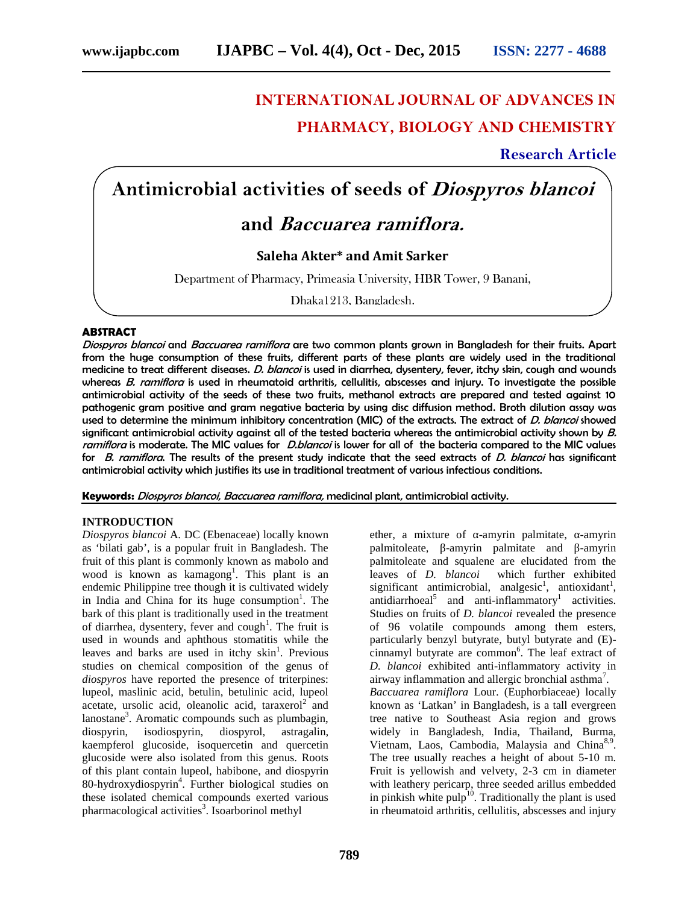# INTERNATIONAL JOURNAL OF ADVANCES IN PHARMACY, BIOLOGY AND CHEMISTRY

**Research Article**

# Antimicrobial activities of seeds of *Diospyros blancoi* and *Baccuarea ramiflora.*

**Saleha Akter\* and Amit Sarker**

Department of Pharmacy, Primeasia University, HBR Tower, 9 Banani,

Dhaka1213, Bangladesh.

## ABSTRACT

***Diospyros blancoi*** **and** ***Baccuarea ramiflora*** **are two common plants grown in Bangladesh for their fruits. Apart from the huge consumption of these fruits, different parts of these plants are widely used in the traditional medicine to treat different diseases.** ***D. blancoi*** **is used in diarrhea, dysentery, fever, itchy skin, cough and wounds whereas** ***B. ramiflora*** **is used in rheumatoid arthritis, cellulitis, abscesses and injury. To investigate the possible antimicrobial activity of the seeds of these two fruits, methanol extracts are prepared and tested against 10 pathogenic gram positive and gram negative bacteria by using disc diffusion method. Broth dilution assay was used to determine the minimum inhibitory concentration (MIC) of the extracts. The extract of** ***D. blancoi*** **showed significant antimicrobial activity against all of the tested bacteria whereas the antimicrobial activity shown by** ***B. ramiflora*** **is moderate. The MIC values for** ***D.blancoi*** **is lower for all of the bacteria compared to the MIC values for** ***B. ramiflora*****. The results of the present study indicate that the seed extracts of** ***D. blancoi*** **has significant antimicrobial activity which justifies its use in traditional treatment of various infectious conditions.**

**Keywords:** ***Diospyros blancoi, Baccuarea ramiflora,*** **medicinal plant, antimicrobial activity.**

## INTRODUCTION

*Diospyros blancoi* A. DC (Ebenaceae) locally known as 'bilati gab', is a popular fruit in Bangladesh. The fruit of this plant is commonly known as mabolo and wood is known as kamagong[1]. This plant is an endemic Philippine tree though it is cultivated widely in India and China for its huge consumption[1]. The bark of this plant is traditionally used in the treatment of diarrhea, dysentery, fever and cough[1]. The fruit is used in wounds and aphthous stomatitis while the leaves and barks are used in itchy skin[1]. Previous studies on chemical composition of the genus of *diospyros* have reported the presence of triterpines: lupeol, maslinic acid, betulin, betulinic acid, lupeol acetate, ursolic acid, oleanolic acid, taraxerol[2] and lanostane[3]. Aromatic compounds such as plumbagin, diospyrin, isodiospyrin, diospyrol, astragalin, kaempferol glucoside, isoquercetin and quercetin glucoside were also isolated from this genus. Roots of this plant contain lupeol, habibone, and diospyrin 80-hydroxydiospyrin[4]. Further biological studies on these isolated chemical compounds exerted various pharmacological activities[3]. Isoarborinol methyl ether, a mixture of α-amyrin palmitate, α-amyrin palmitoleate, β-amyrin palmitate and β-amyrin palmitoleate and squalene are elucidated from the leaves of *D. blancoi* which further exhibited significant antimicrobial, analgesic[1], antioxidant[1], antidiarrhoeal[5] and anti-inflammatory[1] activities. Studies on fruits of *D. blancoi* revealed the presence of 96 volatile compounds among them esters, particularly benzyl butyrate, butyl butyrate and (E)-cinnamyl butyrate are common[6]. The leaf extract of *D. blancoi* exhibited anti-inflammatory activity in airway inflammation and allergic bronchial asthma[7].

*Baccuarea ramiflora* Lour. (Euphorbiaceae) locally known as 'Latkan' in Bangladesh, is a tall evergreen tree native to Southeast Asia region and grows widely in Bangladesh, India, Thailand, Burma, Vietnam, Laos, Cambodia, Malaysia and China[8,9]. The tree usually reaches a height of about 5-10 m. Fruit is yellowish and velvety, 2-3 cm in diameter with leathery pericarp, three seeded arillus embedded in pinkish white pulp[10]. Traditionally the plant is used in rheumatoid arthritis, cellulitis, abscesses and injury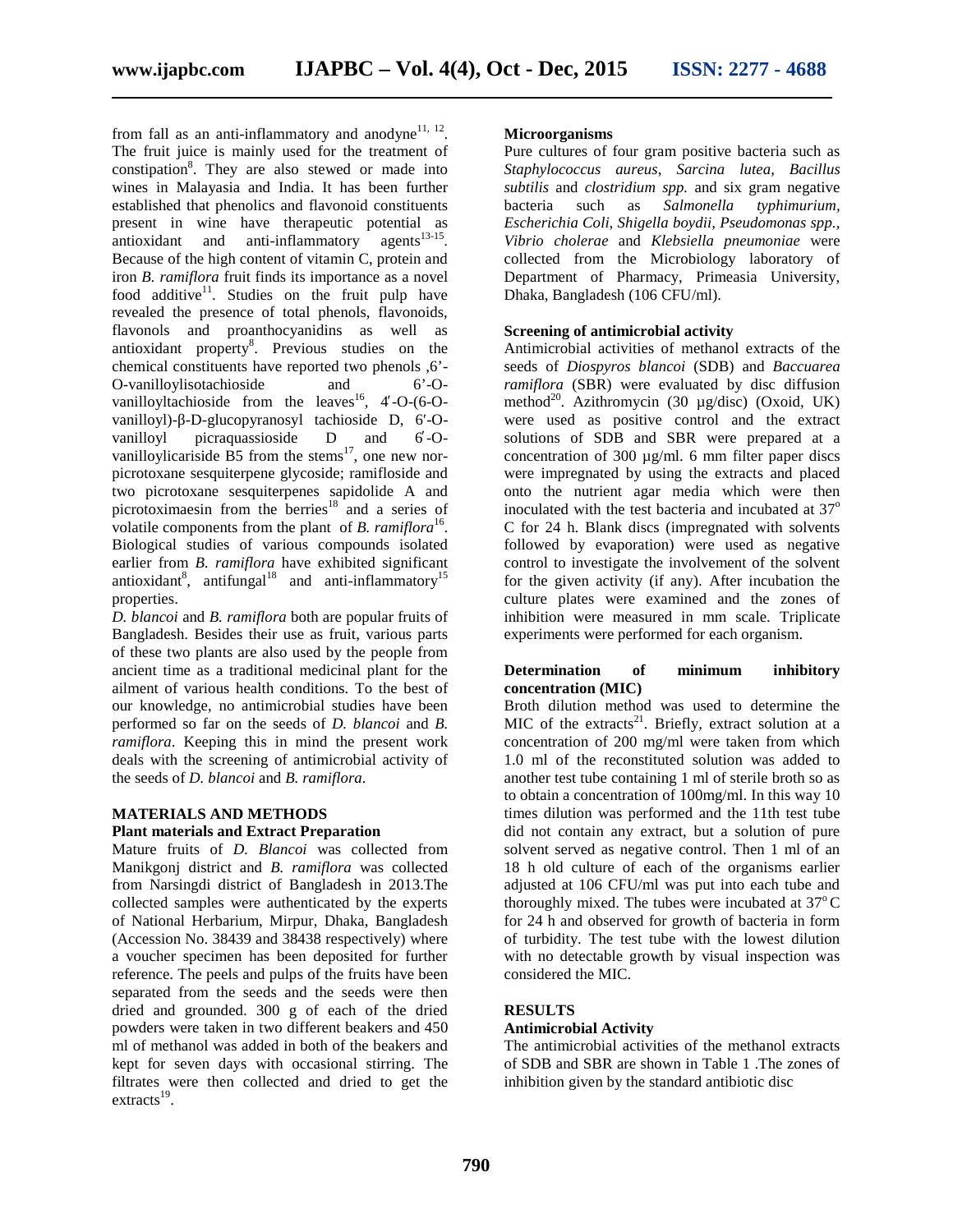from fall as an anti-inflammatory and anodyne[11, 12]. The fruit juice is mainly used for the treatment of constipation[8]. They are also stewed or made into wines in Malayasia and India. It has been further established that phenolics and flavonoid constituents present in wine have therapeutic potential as antioxidant and anti-inflammatory agents[13-15]. Because of the high content of vitamin C, protein and iron *B. ramiflora* fruit finds its importance as a novel food additive[11]. Studies on the fruit pulp have revealed the presence of total phenols, flavonoids, flavonols and proanthocyanidins as well as antioxidant property[8]. Previous studies on the chemical constituents have reported two phenols ,6'-O-vanilloylisotachioside and 6'-O-vanilloyltachioside from the leaves[16], 4′-O-(6-O-vanilloyl)-β-D-glucopyranosyl tachioside D, 6′-O-vanilloyl picraquassioside D and 6′-O-vanilloylicariside B5 from the stems[17], one new nor-picrotoxane sesquiterpene glycoside; ramifloside and two picrotoxane sesquiterpenes sapidolide A and picrotoximaesin from the berries[18] and a series of volatile components from the plant of *B. ramiflora*[16]. Biological studies of various compounds isolated earlier from *B. ramiflora* have exhibited significant antioxidant[8], antifungal[18] and anti-inflammatory[15] properties.

*D. blancoi* and *B. ramiflora* both are popular fruits of Bangladesh. Besides their use as fruit, various parts of these two plants are also used by the people from ancient time as a traditional medicinal plant for the ailment of various health conditions. To the best of our knowledge, no antimicrobial studies have been performed so far on the seeds of *D. blancoi* and *B. ramiflora*. Keeping this in mind the present work deals with the screening of antimicrobial activity of the seeds of *D. blancoi* and *B. ramiflora*.

## MATERIALS AND METHODS

### Plant materials and Extract Preparation

Mature fruits of *D. Blancoi* was collected from Manikgonj district and *B. ramiflora* was collected from Narsingdi district of Bangladesh in 2013.The collected samples were authenticated by the experts of National Herbarium, Mirpur, Dhaka, Bangladesh (Accession No. 38439 and 38438 respectively) where a voucher specimen has been deposited for further reference. The peels and pulps of the fruits have been separated from the seeds and the seeds were then dried and grounded. 300 g of each of the dried powders were taken in two different beakers and 450 ml of methanol was added in both of the beakers and kept for seven days with occasional stirring. The filtrates were then collected and dried to get the extracts[19].

### Microorganisms

Pure cultures of four gram positive bacteria such as *Staphylococcus aureus*, *Sarcina lutea, Bacillus subtilis* and *clostridium spp.* and six gram negative bacteria such as *Salmonella typhimurium, Escherichia Coli, Shigella boydii, Pseudomonas spp., Vibrio cholerae* and *Klebsiella pneumoniae* were collected from the Microbiology laboratory of Department of Pharmacy, Primeasia University, Dhaka, Bangladesh (106 CFU/ml).

### Screening of antimicrobial activity

Antimicrobial activities of methanol extracts of the seeds of *Diospyros blancoi* (SDB) and *Baccuarea ramiflora* (SBR) were evaluated by disc diffusion method[20]. Azithromycin (30 µg/disc) (Oxoid, UK) were used as positive control and the extract solutions of SDB and SBR were prepared at a concentration of 300 µg/ml. 6 mm filter paper discs were impregnated by using the extracts and placed onto the nutrient agar media which were then inoculated with the test bacteria and incubated at 37$^{o}$ C for 24 h. Blank discs (impregnated with solvents followed by evaporation) were used as negative control to investigate the involvement of the solvent for the given activity (if any). After incubation the culture plates were examined and the zones of inhibition were measured in mm scale. Triplicate experiments were performed for each organism.

### Determination of minimum inhibitory concentration (MIC)

Broth dilution method was used to determine the MIC of the extracts[21]. Briefly, extract solution at a concentration of 200 mg/ml were taken from which 1.0 ml of the reconstituted solution was added to another test tube containing 1 ml of sterile broth so as to obtain a concentration of 100mg/ml. In this way 10 times dilution was performed and the 11th test tube did not contain any extract, but a solution of pure solvent served as negative control. Then 1 ml of an 18 h old culture of each of the organisms earlier adjusted at 106 CFU/ml was put into each tube and thoroughly mixed. The tubes were incubated at 37$^{o}$ C for 24 h and observed for growth of bacteria in form of turbidity. The test tube with the lowest dilution with no detectable growth by visual inspection was considered the MIC.

## RESULTS

### Antimicrobial Activity

The antimicrobial activities of the methanol extracts of SDB and SBR are shown in Table 1 .The zones of inhibition given by the standard antibiotic disc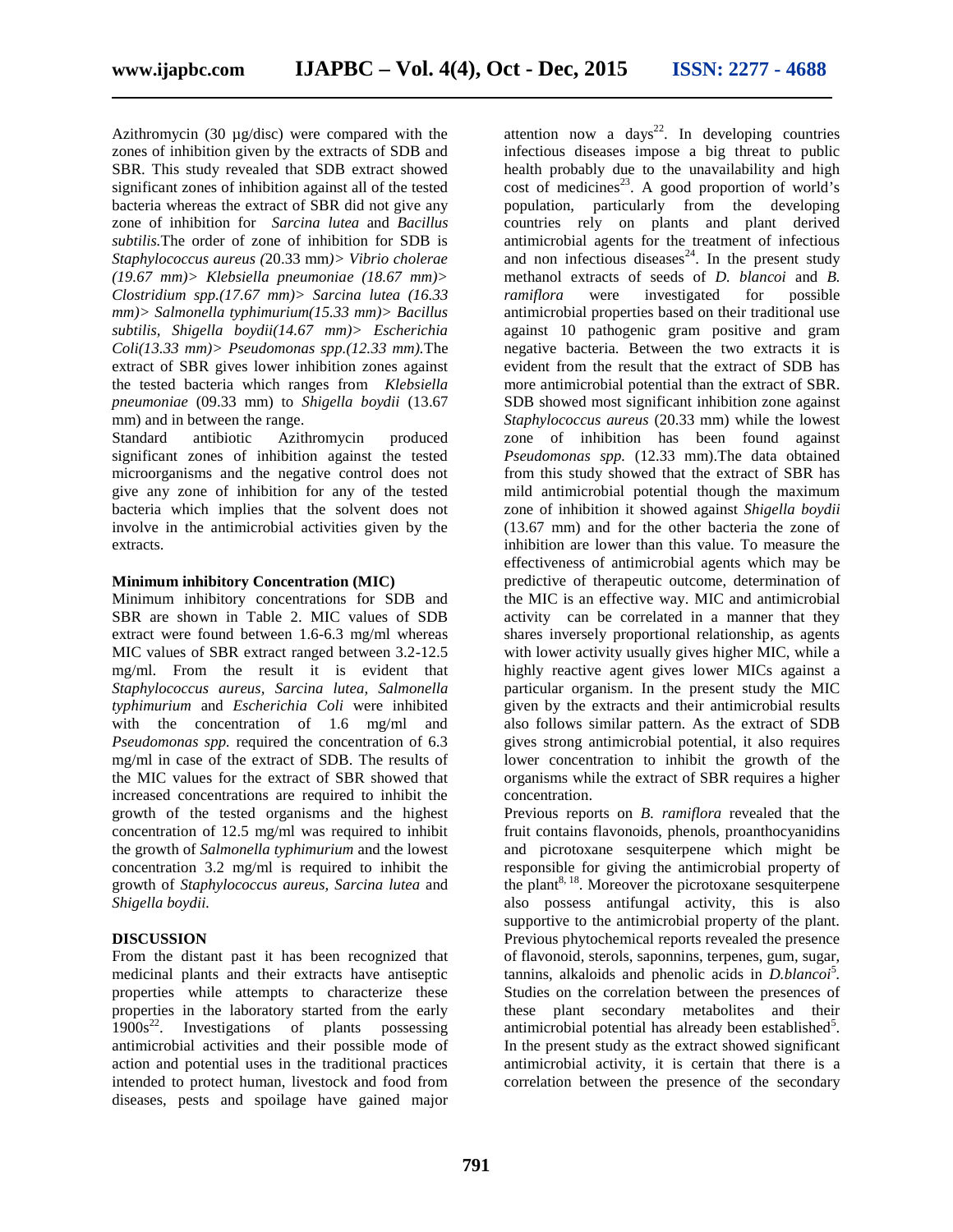Azithromycin (30 µg/disc) were compared with the zones of inhibition given by the extracts of SDB and SBR. This study revealed that SDB extract showed significant zones of inhibition against all of the tested bacteria whereas the extract of SBR did not give any zone of inhibition for *Sarcina lutea* and *Bacillus subtilis.*The order of zone of inhibition for SDB is *Staphylococcus aureus (*20.33 mm*)> Vibrio cholerae (19.67 mm)> Klebsiella pneumoniae (18.67 mm)> Clostridium spp.(17.67 mm)> Sarcina lutea (16.33 mm)> Salmonella typhimurium(15.33 mm)> Bacillus subtilis, Shigella boydii(14.67 mm)> Escherichia Coli(13.33 mm)> Pseudomonas spp.(12.33 mm).*The extract of SBR gives lower inhibition zones against the tested bacteria which ranges from *Klebsiella pneumoniae* (09.33 mm) to *Shigella boydii* (13.67 mm) and in between the range.

Standard antibiotic Azithromycin produced significant zones of inhibition against the tested microorganisms and the negative control does not give any zone of inhibition for any of the tested bacteria which implies that the solvent does not involve in the antimicrobial activities given by the extracts.

**Minimum inhibitory Concentration (MIC)**

Minimum inhibitory concentrations for SDB and SBR are shown in Table 2. MIC values of SDB extract were found between 1.6-6.3 mg/ml whereas MIC values of SBR extract ranged between 3.2-12.5 mg/ml. From the result it is evident that *Staphylococcus aureus, Sarcina lutea, Salmonella typhimurium* and *Escherichia Coli* were inhibited with the concentration of 1.6 mg/ml and *Pseudomonas spp.* required the concentration of 6.3 mg/ml in case of the extract of SDB. The results of the MIC values for the extract of SBR showed that increased concentrations are required to inhibit the growth of the tested organisms and the highest concentration of 12.5 mg/ml was required to inhibit the growth of *Salmonella typhimurium* and the lowest concentration 3.2 mg/ml is required to inhibit the growth of *Staphylococcus aureus, Sarcina lutea* and *Shigella boydii.*

**DISCUSSION**

From the distant past it has been recognized that medicinal plants and their extracts have antiseptic properties while attempts to characterize these properties in the laboratory started from the early 1900s[22]. Investigations of plants possessing antimicrobial activities and their possible mode of action and potential uses in the traditional practices intended to protect human, livestock and food from diseases, pests and spoilage have gained major attention now a days[22]. In developing countries infectious diseases impose a big threat to public health probably due to the unavailability and high cost of medicines[23]. A good proportion of world's population, particularly from the developing countries rely on plants and plant derived antimicrobial agents for the treatment of infectious and non infectious diseases[24]. In the present study methanol extracts of seeds of *D. blancoi* and *B. ramiflora* were investigated for possible antimicrobial properties based on their traditional use against 10 pathogenic gram positive and gram negative bacteria. Between the two extracts it is evident from the result that the extract of SDB has more antimicrobial potential than the extract of SBR. SDB showed most significant inhibition zone against *Staphylococcus aureus* (20.33 mm) while the lowest zone of inhibition has been found against *Pseudomonas spp.* (12.33 mm).The data obtained from this study showed that the extract of SBR has mild antimicrobial potential though the maximum zone of inhibition it showed against *Shigella boydii* (13.67 mm) and for the other bacteria the zone of inhibition are lower than this value. To measure the effectiveness of antimicrobial agents which may be predictive of therapeutic outcome, determination of the MIC is an effective way. MIC and antimicrobial activity can be correlated in a manner that they shares inversely proportional relationship, as agents with lower activity usually gives higher MIC, while a highly reactive agent gives lower MICs against a particular organism. In the present study the MIC given by the extracts and their antimicrobial results also follows similar pattern. As the extract of SDB gives strong antimicrobial potential, it also requires lower concentration to inhibit the growth of the organisms while the extract of SBR requires a higher concentration.

Previous reports on *B. ramiflora* revealed that the fruit contains flavonoids, phenols, proanthocyanidins and picrotoxane sesquiterpene which might be responsible for giving the antimicrobial property of the plant[8, 18]. Moreover the picrotoxane sesquiterpene also possess antifungal activity, this is also supportive to the antimicrobial property of the plant. Previous phytochemical reports revealed the presence of flavonoid, sterols, saponnins, terpenes, gum, sugar, tannins, alkaloids and phenolic acids in *D.blancoi*[5]. Studies on the correlation between the presences of these plant secondary metabolites and their antimicrobial potential has already been established[5]. In the present study as the extract showed significant antimicrobial activity, it is certain that there is a correlation between the presence of the secondary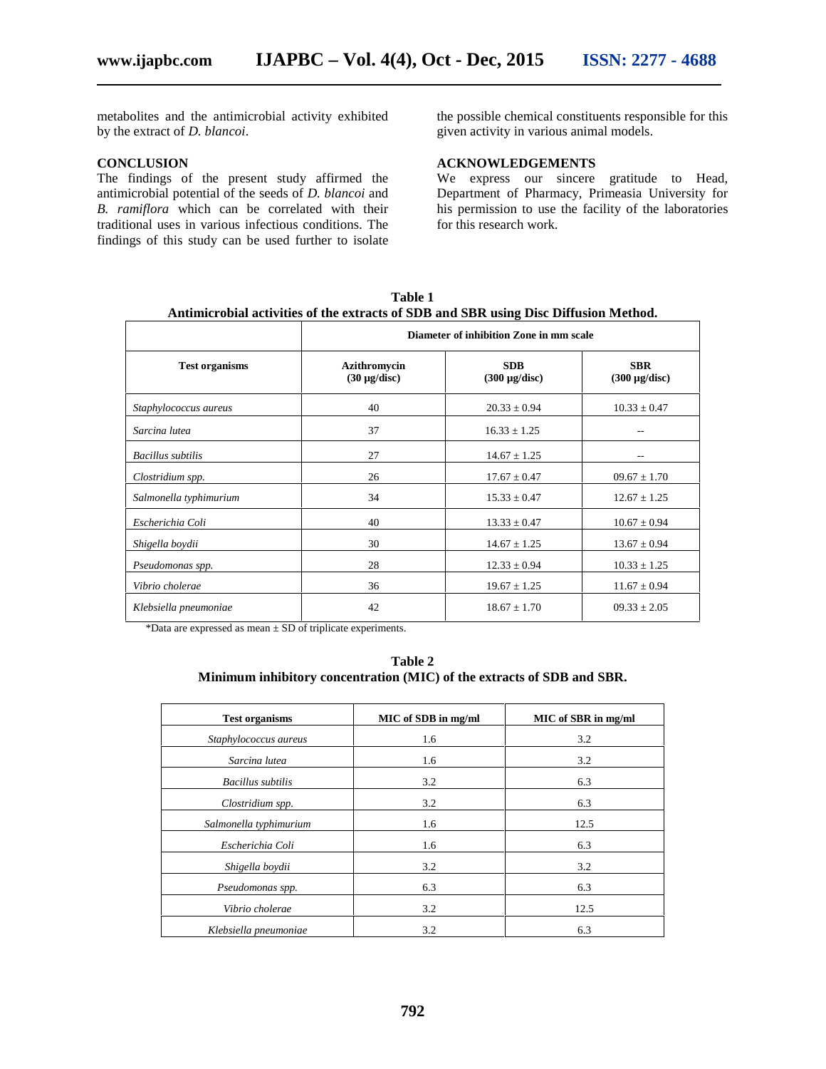metabolites and the antimicrobial activity exhibited by the extract of *D. blancoi*.

## CONCLUSION

The findings of the present study affirmed the antimicrobial potential of the seeds of *D. blancoi* and *B. ramiflora* which can be correlated with their traditional uses in various infectious conditions. The findings of this study can be used further to isolate the possible chemical constituents responsible for this given activity in various animal models.

## ACKNOWLEDGEMENTS

We express our sincere gratitude to Head, Department of Pharmacy, Primeasia University for his permission to use the facility of the laboratories for this research work.

**Table 1**
**Antimicrobial activities of the extracts of SDB and SBR using Disc Diffusion Method.**

| | Diameter of inhibition Zone in mm scale | | |
|---|---|---|---|
| **Test organisms** | **Azithromycin (30 µg/disc)** | **SDB (300 µg/disc)** | **SBR (300 µg/disc)** |
| *Staphylococcus aureus* | 40 | 20.33 ± 0.94 | 10.33 ± 0.47 |
| *Sarcina lutea* | 37 | 16.33 ± 1.25 | -- |
| *Bacillus subtilis* | 27 | 14.67 ± 1.25 | -- |
| *Clostridium spp.* | 26 | 17.67 ± 0.47 | 09.67 ± 1.70 |
| *Salmonella typhimurium* | 34 | 15.33 ± 0.47 | 12.67 ± 1.25 |
| *Escherichia Coli* | 40 | 13.33 ± 0.47 | 10.67 ± 0.94 |
| *Shigella boydii* | 30 | 14.67 ± 1.25 | 13.67 ± 0.94 |
| *Pseudomonas spp.* | 28 | 12.33 ± 0.94 | 10.33 ± 1.25 |
| *Vibrio cholerae* | 36 | 19.67 ± 1.25 | 11.67 ± 0.94 |
| *Klebsiella pneumoniae* | 42 | 18.67 ± 1.70 | 09.33 ± 2.05 |

*Data are expressed as mean ± SD of triplicate experiments.

**Table 2**
**Minimum inhibitory concentration (MIC) of the extracts of SDB and SBR.**

| Test organisms | MIC of SDB in mg/ml | MIC of SBR in mg/ml |
|---|---|---|
| *Staphylococcus aureus* | 1.6 | 3.2 |
| *Sarcina lutea* | 1.6 | 3.2 |
| *Bacillus subtilis* | 3.2 | 6.3 |
| *Clostridium spp.* | 3.2 | 6.3 |
| *Salmonella typhimurium* | 1.6 | 12.5 |
| *Escherichia Coli* | 1.6 | 6.3 |
| *Shigella boydii* | 3.2 | 3.2 |
| *Pseudomonas spp.* | 6.3 | 6.3 |
| *Vibrio cholerae* | 3.2 | 12.5 |
| *Klebsiella pneumoniae* | 3.2 | 6.3 |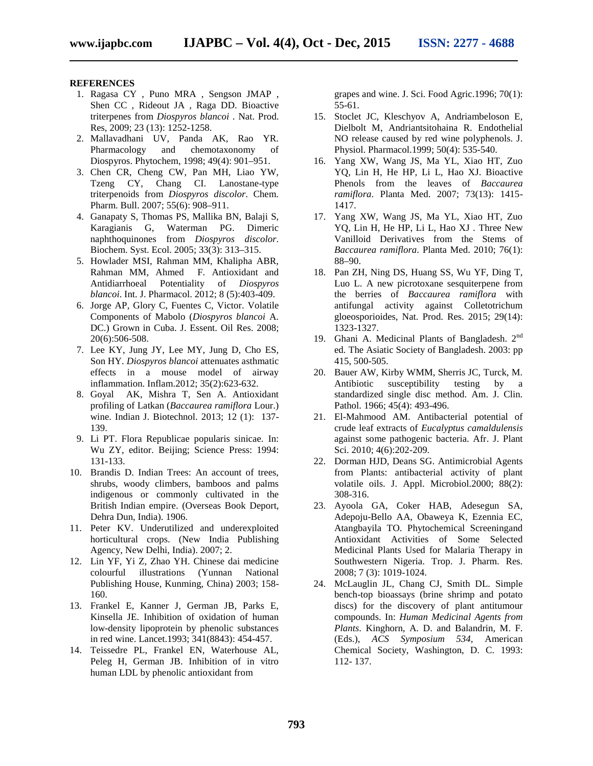**REFERENCES**

1. Ragasa CY , Puno MRA , Sengson JMAP , Shen CC , Rideout JA , Raga DD. Bioactive triterpenes from *Diospyros blancoi* . Nat. Prod. Res, 2009; 23 (13): 1252-1258.
2. Mallavadhani UV, Panda AK, Rao YR. Pharmacology and chemotaxonomy of Diospyros. Phytochem, 1998; 49(4): 901–951.
3. Chen CR, Cheng CW, Pan MH, Liao YW, Tzeng CY, Chang CI. Lanostane-type triterpenoids from *Diospyros discolor*. Chem. Pharm. Bull. 2007; 55(6): 908–911.
4. Ganapaty S, Thomas PS, Mallika BN, Balaji S, Karagianis G, Waterman PG. Dimeric naphthoquinones from *Diospyros discolor*. Biochem. Syst. Ecol. 2005; 33(3): 313–315.
5. Howlader MSI, Rahman MM, Khalipha ABR, Rahman MM, Ahmed F. Antioxidant and Antidiarrhoeal Potentiality of *Diospyros blancoi*. Int. J. Pharmacol. 2012; 8 (5):403-409.
6. Jorge AP, Glory C, Fuentes C, Victor. Volatile Components of Mabolo (*Diospyros blancoi* A. DC.) Grown in Cuba. J. Essent. Oil Res. 2008; 20(6):506-508.
7. Lee KY, Jung JY, Lee MY, Jung D, Cho ES, Son HY. *Diospyros blancoi* attenuates asthmatic effects in a mouse model of airway inflammation. Inflam.2012; 35(2):623-632.
8. Goyal AK, Mishra T, Sen A. Antioxidant profiling of Latkan (*Baccaurea ramiflora* Lour.) wine. Indian J. Biotechnol. 2013; 12 (1): 137-139.
9. Li PT. Flora Republicae popularis sinicae. In: Wu ZY, editor. Beijing; Science Press: 1994: 131-133.
10. Brandis D. Indian Trees: An account of trees, shrubs, woody climbers, bamboos and palms indigenous or commonly cultivated in the British Indian empire. (Overseas Book Deport, Dehra Dun, India). 1906.
11. Peter KV. Underutilized and underexploited horticultural crops. (New India Publishing Agency, New Delhi, India). 2007; 2.
12. Lin YF, Yi Z, Zhao YH. Chinese dai medicine colourful illustrations (Yunnan National Publishing House, Kunming, China) 2003; 158-160.
13. Frankel E, Kanner J, German JB, Parks E, Kinsella JE. Inhibition of oxidation of human low-density lipoprotein by phenolic substances in red wine. Lancet.1993; 341(8843): 454-457.
14. Teissedre PL, Frankel EN, Waterhouse AL, Peleg H, German JB. Inhibition of in vitro human LDL by phenolic antioxidant from grapes and wine. J. Sci. Food Agric.1996; 70(1): 55-61.
15. Stoclet JC, Kleschyov A, Andriambeloson E, Dielbolt M, Andriantsitohaina R. Endothelial NO release caused by red wine polyphenols. J. Physiol. Pharmacol.1999; 50(4): 535-540.
16. Yang XW, Wang JS, Ma YL, Xiao HT, Zuo YQ, Lin H, He HP, Li L, Hao XJ. Bioactive Phenols from the leaves of *Baccaurea ramiflora*. Planta Med. 2007; 73(13): 1415-1417.
17. Yang XW, Wang JS, Ma YL, Xiao HT, Zuo YQ, Lin H, He HP, Li L, Hao XJ . Three New Vanilloid Derivatives from the Stems of *Baccaurea ramiflora*. Planta Med. 2010; 76(1): 88–90.
18. Pan ZH, Ning DS, Huang SS, Wu YF, Ding T, Luo L. A new picrotoxane sesquiterpene from the berries of *Baccaurea ramiflora* with antifungal activity against Colletotrichum gloeosporioides, Nat. Prod. Res. 2015; 29(14): 1323-1327.
19. Ghani A. Medicinal Plants of Bangladesh. 2nd ed. The Asiatic Society of Bangladesh. 2003: pp 415, 500-505.
20. Bauer AW, Kirby WMM, Sherris JC, Turck, M. Antibiotic susceptibility testing by a standardized single disc method. Am. J. Clin. Pathol. 1966; 45(4): 493-496.
21. El-Mahmood AM. Antibacterial potential of crude leaf extracts of *Eucalyptus camaldulensis* against some pathogenic bacteria. Afr. J. Plant Sci. 2010; 4(6):202-209.
22. Dorman HJD, Deans SG. Antimicrobial Agents from Plants: antibacterial activity of plant volatile oils. J. Appl. Microbiol.2000; 88(2): 308-316.
23. Ayoola GA, Coker HAB, Adesegun SA, Adepoju-Bello AA, Obaweya K, Ezennia EC, Atangbayila TO. Phytochemical Screeningand Antioxidant Activities of Some Selected Medicinal Plants Used for Malaria Therapy in Southwestern Nigeria. Trop. J. Pharm. Res. 2008; 7 (3): 1019-1024.
24. McLauglin JL, Chang CJ, Smith DL. Simple bench-top bioassays (brine shrimp and potato discs) for the discovery of plant antitumour compounds. In: *Human Medicinal Agents from Plants*. Kinghorn, A. D. and Balandrin, M. F. (Eds.), *ACS Symposium 534*, American Chemical Society, Washington, D. C. 1993: 112- 137.